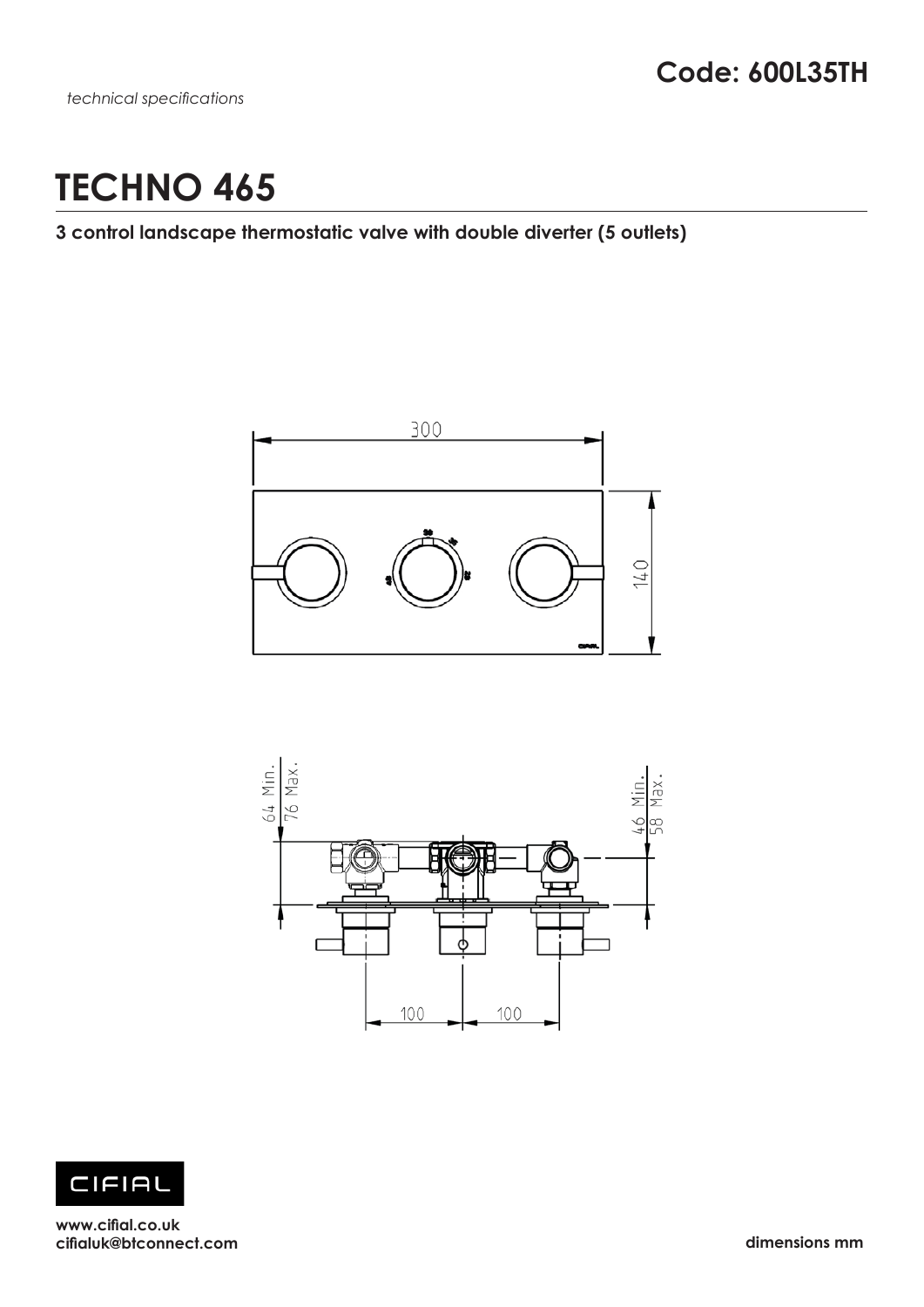*technical specifications*

**Code: 600L35TH**

# TECHNO 465

**3 control landscape thermostatic valve with double diverter (5 outlets)**

300

140

64 Min.
76 Max.

46 Min.
58 Max.

100 100

**www.cifial.co.uk**
**cifialuk@btconnect.com**

**dimensions mm**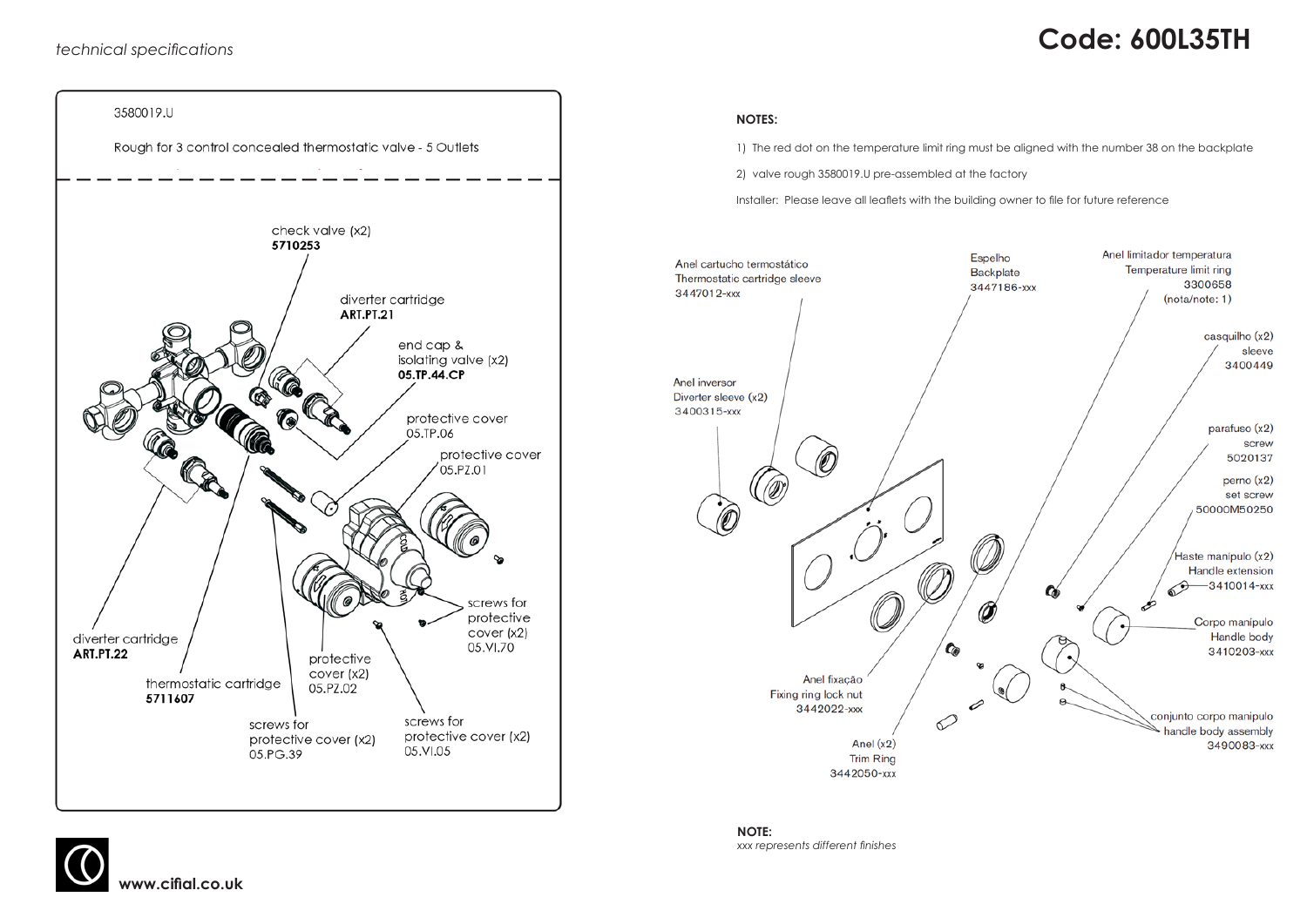*technical specifications*

# Code: 600L35TH

3580019.U

Rough for 3 control concealed thermostatic valve - 5 Outlets

check valve (x2)
**5710253**

diverter cartridge
**ART.PT.21**

end cap &
isolating valve (x2)
**05.TP.44.CP**

protective cover
05.TP.06

protective cover
05.PZ.01

screws for
protective
cover (x2)
05.VI.70

diverter cartridge
**ART.PT.22**

thermostatic cartridge
**5711607**

protective
cover (x2)
05.PZ.02

screws for
protective cover (x2)
05.PG.39

screws for
protective cover (x2)
05.VI.05

**NOTES:**

1) The red dot on the temperature limit ring must be aligned with the number 38 on the backplate

2) valve rough 3580019.U pre-assembled at the factory

Installer: Please leave all leaflets with the building owner to file for future reference

Anel cartucho termostático
Thermostatic cartridge sleeve
3447012-xxx

Espelho
Backplate
3447186-xxx

Anel limitador temperatura
Temperature limit ring
3300658
(nota/note: 1)

casquilho (x2)
sleeve
3400449

Anel inversor
Diverter sleeve (x2)
3400315-xxx

parafuso (x2)
screw
5020137

perno (x2)
set screw
50000M50250

Haste manípulo (x2)
Handle extension
3410014-xxx

Corpo manípulo
Handle body
3410203-xxx

Anel fixação
Fixing ring lock nut
3442022-xxx

conjunto corpo manípulo
handle body assembly
3490083-xxx

Anel (x2)
Trim Ring
3442050-xxx

**NOTE:**
*xxx represents different finishes*

**www.cifial.co.uk**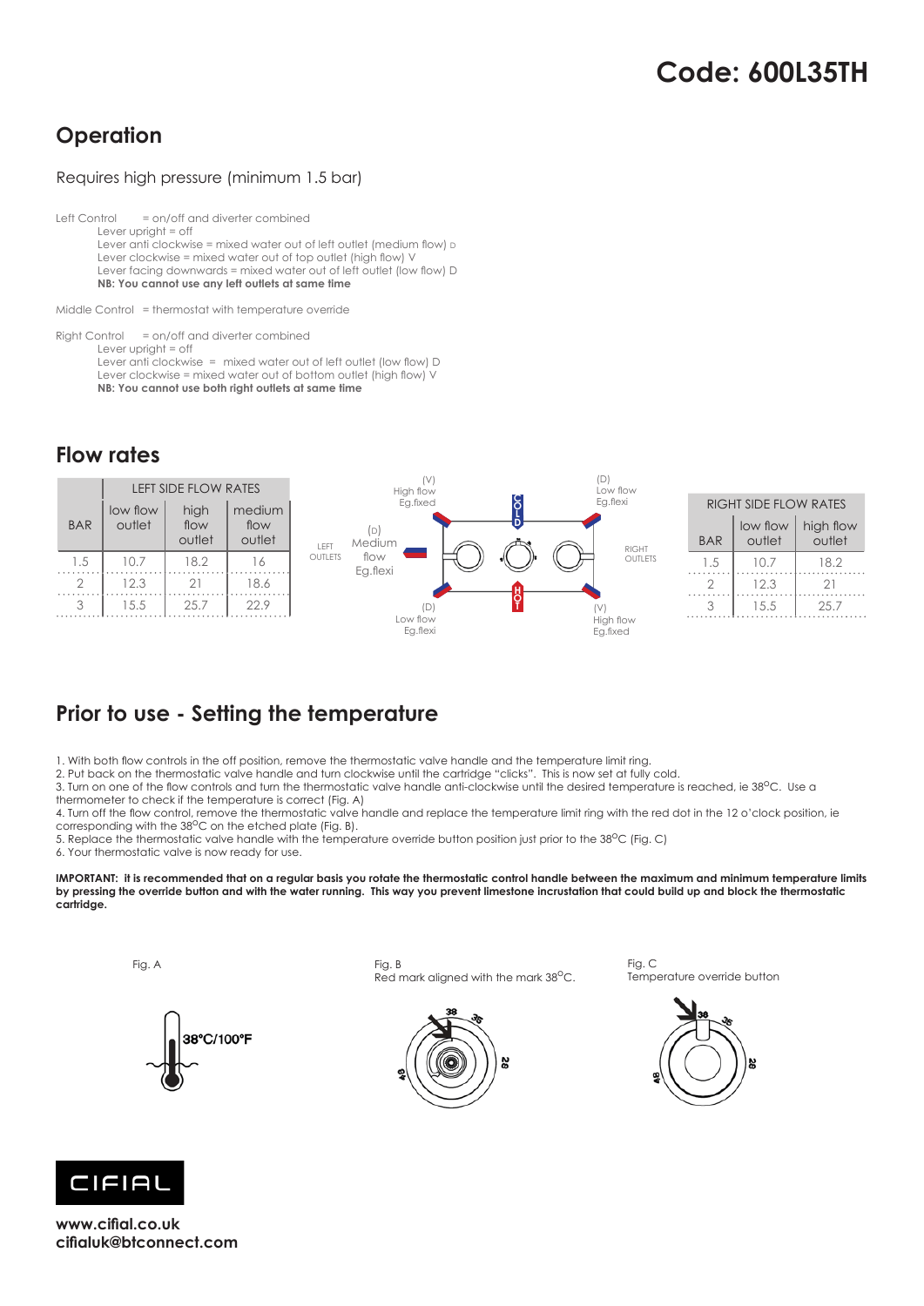# Code: 600L35TH

## Operation

Requires high pressure (minimum 1.5 bar)

Left Control = on/off and diverter combined
Lever upright = off
Lever anti clockwise = mixed water out of left outlet (medium flow) D
Lever clockwise = mixed water out of top outlet (high flow) V
Lever facing downwards = mixed water out of left outlet (low flow) D
**NB: You cannot use any left outlets at same time**

Middle Control = thermostat with temperature override

Right Control = on/off and diverter combined
Lever upright = off
Lever anti clockwise = mixed water out of left outlet (low flow) D
Lever clockwise = mixed water out of bottom outlet (high flow) V
**NB: You cannot use both right outlets at same time**

## Flow rates

| | LEFT SIDE FLOW RATES | | |
|---|---|---|---|
| BAR | low flow outlet | high flow outlet | medium flow outlet |
| 1.5 | 10.7 | 18.2 | 16 |
| 2 | 12.3 | 21 | 18.6 |
| 3 | 15.5 | 25.7 | 22.9 |

(V) High flow Eg.fixed
(D) Low flow Eg.flexi
LEFT OUTLETS
(D) Medium flow Eg.flexi
COLD
HOT
RIGHT OUTLETS
(D) Low flow Eg.flexi
(V) High flow Eg.fixed

| | RIGHT SIDE FLOW RATES | |
|---|---|---|
| BAR | low flow outlet | high flow outlet |
| 1.5 | 10.7 | 18.2 |
| 2 | 12.3 | 21 |
| 3 | 15.5 | 25.7 |

## Prior to use - Setting the temperature

1. With both flow controls in the off position, remove the thermostatic valve handle and the temperature limit ring.
2. Put back on the thermostatic valve handle and turn clockwise until the cartridge "clicks". This is now set at fully cold.
3. Turn on one of the flow controls and turn the thermostatic valve handle anti-clockwise until the desired temperature is reached, ie 38°C. Use a thermometer to check if the temperature is correct (Fig. A)
4. Turn off the flow control, remove the thermostatic valve handle and replace the temperature limit ring with the red dot in the 12 o'clock position, ie corresponding with the 38°C on the etched plate (Fig. B).
5. Replace the thermostatic valve handle with the temperature override button position just prior to the 38°C (Fig. C)
6. Your thermostatic valve is now ready for use.

**IMPORTANT: it is recommended that on a regular basis you rotate the thermostatic control handle between the maximum and minimum temperature limits by pressing the override button and with the water running. This way you prevent limestone incrustation that could build up and block the thermostatic cartridge.**

Fig. A

38°C/100°F

Fig. B
Red mark aligned with the mark 38°C.

38 35 28 48

Fig. C
Temperature override button

38 35 28 48

CIFIAL

**www.cifial.co.uk**
**cifialuk@btconnect.com**